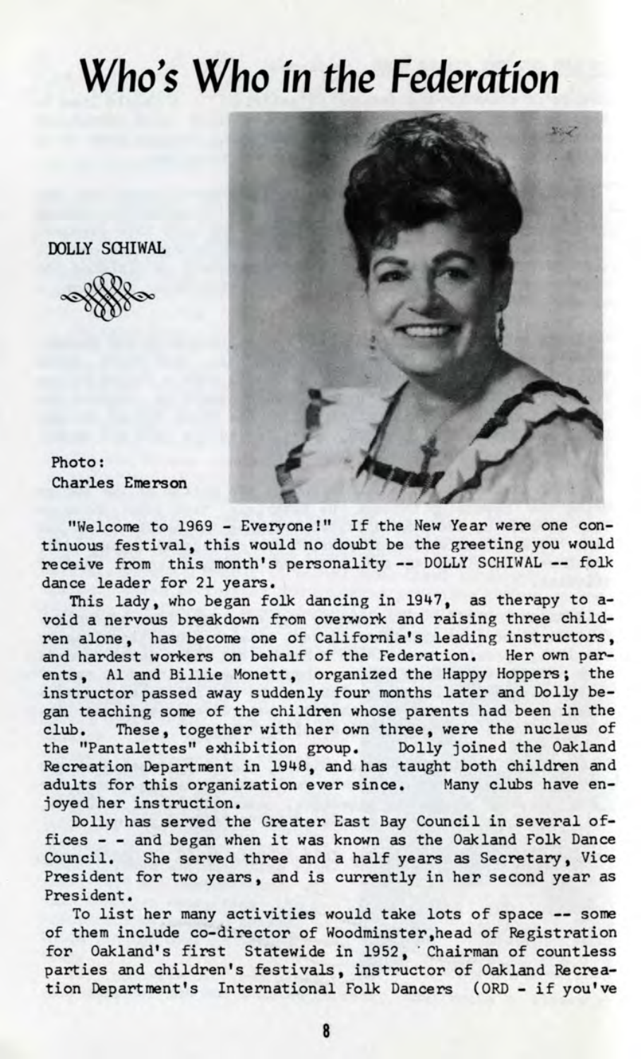# Who's Who in the Federation

DOLLY SCHIWAL

Photo:
Charles Emerson

"Welcome to 1969 - Everyone!" If the New Year were one continuous festival, this would no doubt be the greeting you would receive from this month's personality -- DOLLY SCHIWAL -- folk dance leader for 21 years.

This lady, who began folk dancing in 1947, as therapy to avoid a nervous breakdown from overwork and raising three children alone, has become one of California's leading instructors, and hardest workers on behalf of the Federation. Her own parents, Al and Billie Monett, organized the Happy Hoppers; the instructor passed away suddenly four months later and Dolly began teaching some of the children whose parents had been in the club. These, together with her own three, were the nucleus of the "Pantalettes" exhibition group. Dolly joined the Oakland Recreation Department in 1948, and has taught both children and adults for this organization ever since. Many clubs have enjoyed her instruction.

Dolly has served the Greater East Bay Council in several offices - - and began when it was known as the Oakland Folk Dance Council. She served three and a half years as Secretary, Vice President for two years, and is currently in her second year as President.

To list her many activities would take lots of space -- some of them include co-director of Woodminster,head of Registration for Oakland's first Statewide in 1952, Chairman of countless parties and children's festivals, instructor of Oakland Recreation Department's International Folk Dancers (ORD - if you've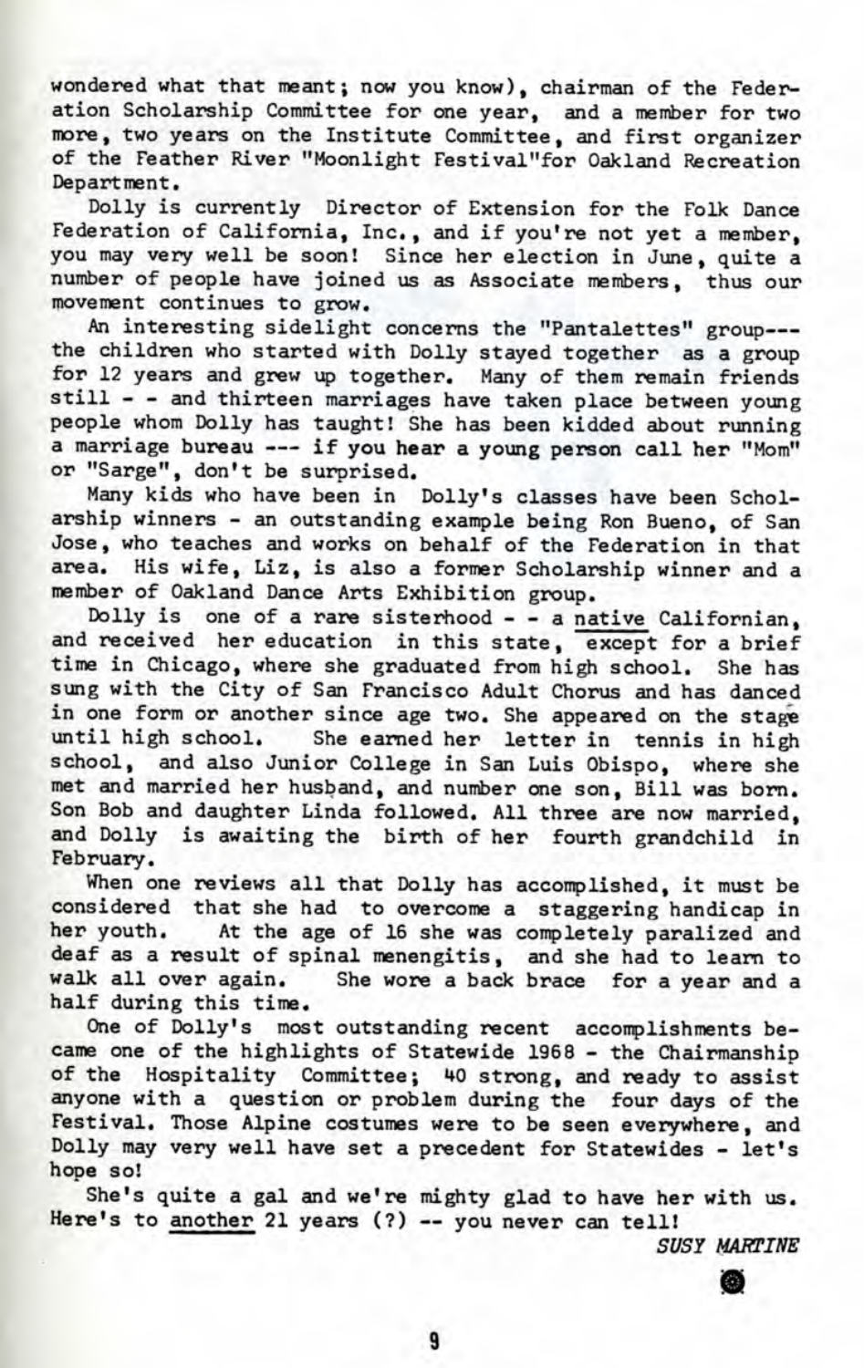wondered what that meant; now you know), chairman of the Federation Scholarship Committee for one year, and a member for two more, two years on the Institute Committee, and first organizer of the Feather River "Moonlight Festival"for Oakland Recreation Department.

Dolly is currently Director of Extension for the Folk Dance Federation of California, Inc., and if you're not yet a member, you may very well be soon! Since her election in June, quite a number of people have joined us as Associate members, thus our movement continues to grow.

An interesting sidelight concerns the "Pantalettes" group--- the children who started with Dolly stayed together as a group for 12 years and grew up together. Many of them remain friends still - - and thirteen marriages have taken place between young people whom Dolly has taught! She has been kidded about running a marriage bureau --- if you hear a young person call her "Mom" or "Sarge", don't be surprised.

Many kids who have been in Dolly's classes have been Scholarship winners - an outstanding example being Ron Bueno, of San Jose, who teaches and works on behalf of the Federation in that area. His wife, Liz, is also a former Scholarship winner and a member of Oakland Dance Arts Exhibition group.

Dolly is one of a rare sisterhood - - a native Californian, and received her education in this state, except for a brief time in Chicago, where she graduated from high school. She has sung with the City of San Francisco Adult Chorus and has danced in one form or another since age two. She appeared on the stage until high school. She earned her letter in tennis in high school, and also Junior College in San Luis Obispo, where she met and married her husband, and number one son, Bill was born. Son Bob and daughter Linda followed. All three are now married, and Dolly is awaiting the birth of her fourth grandchild in February.

When one reviews all that Dolly has accomplished, it must be considered that she had to overcome a staggering handicap in her youth. At the age of 16 she was completely paralized and deaf as a result of spinal menengitis, and she had to learn to walk all over again. She wore a back brace for a year and a half during this time.

One of Dolly's most outstanding recent accomplishments became one of the highlights of Statewide 1968 - the Chairmanship of the Hospitality Committee; 40 strong, and ready to assist anyone with a question or problem during the four days of the Festival. Those Alpine costumes were to be seen everywhere, and Dolly may very well have set a precedent for Statewides - let's hope so!

She's quite a gal and we're mighty glad to have her with us. Here's to another 21 years (?) -- you never can tell!

*SUSY MARTINE*